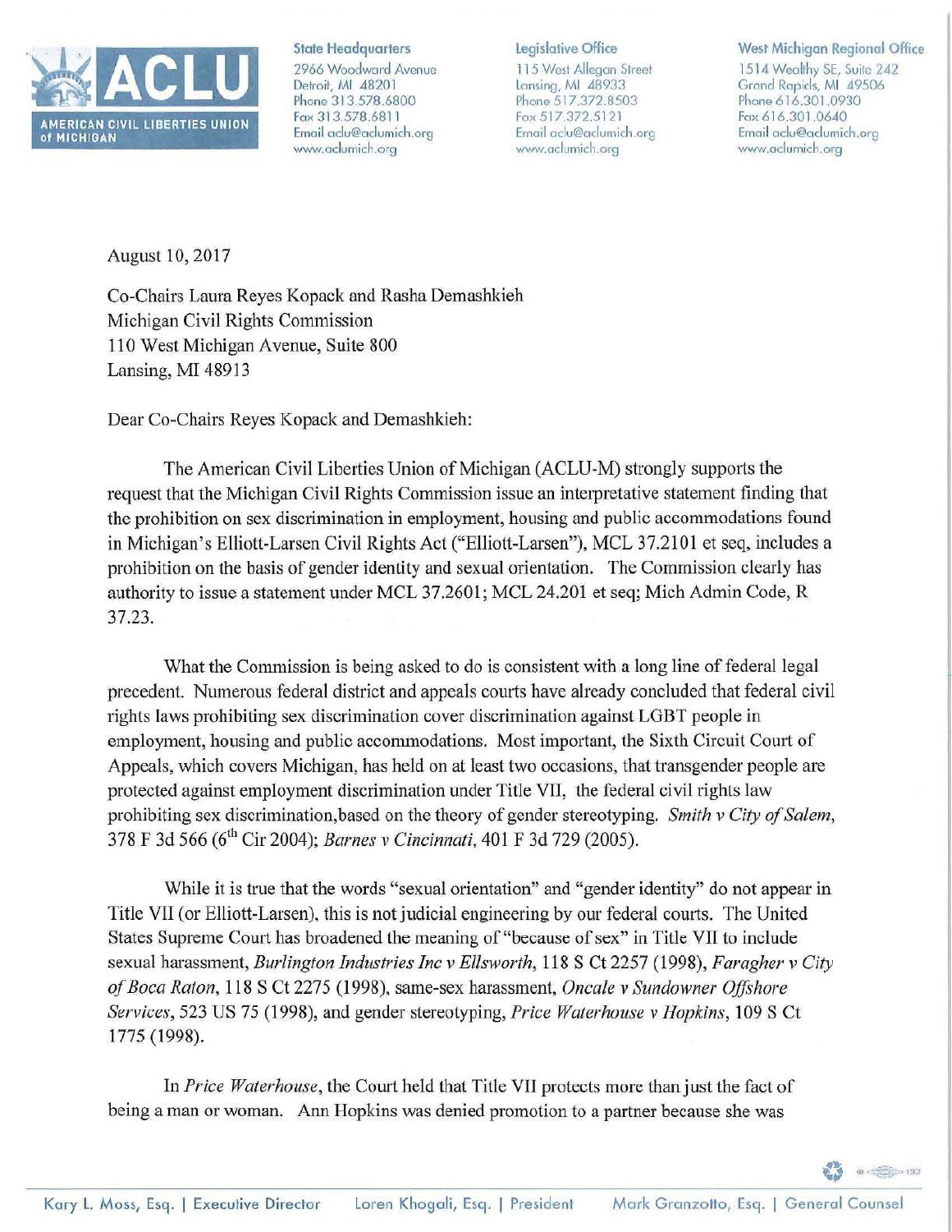**AMERICAN CIVIL LIBERTIES UNION of MICHIGAN**

**State Headquarters**
2966 Woodward Avenue
Detroit, MI 48201
Phone 313.578.6800
Fax 313.578.6811
Email aclu@aclumich.org
www.aclumich.org

**Legislative Office**
115 West Allegan Street
Lansing, MI 48933
Phone 517.372.8503
Fax 517.372.5121
Email aclu@aclumich.org
www.aclumich.org

**West Michigan Regional Office**
1514 Wealthy SE, Suite 242
Grand Rapids, MI 49506
Phone 616.301.0930
Fax 616.301.0640
Email aclu@aclumich.org
www.aclumich.org

August 10, 2017

Co-Chairs Laura Reyes Kopack and Rasha Demashkieh
Michigan Civil Rights Commission
110 West Michigan Avenue, Suite 800
Lansing, MI 48913

Dear Co-Chairs Reyes Kopack and Demashkieh:

The American Civil Liberties Union of Michigan (ACLU-M) strongly supports the request that the Michigan Civil Rights Commission issue an interpretative statement finding that the prohibition on sex discrimination in employment, housing and public accommodations found in Michigan's Elliott-Larsen Civil Rights Act ("Elliott-Larsen"), MCL 37.2101 et seq, includes a prohibition on the basis of gender identity and sexual orientation. The Commission clearly has authority to issue a statement under MCL 37.2601; MCL 24.201 et seq; Mich Admin Code, R 37.23.

What the Commission is being asked to do is consistent with a long line of federal legal precedent. Numerous federal district and appeals courts have already concluded that federal civil rights laws prohibiting sex discrimination cover discrimination against LGBT people in employment, housing and public accommodations. Most important, the Sixth Circuit Court of Appeals, which covers Michigan, has held on at least two occasions, that transgender people are protected against employment discrimination under Title VII, the federal civil rights law prohibiting sex discrimination,based on the theory of gender stereotyping. *Smith v City of Salem*, 378 F 3d 566 (6th Cir 2004); *Barnes v Cincinnati*, 401 F 3d 729 (2005).

While it is true that the words "sexual orientation" and "gender identity" do not appear in Title VII (or Elliott-Larsen), this is not judicial engineering by our federal courts. The United States Supreme Court has broadened the meaning of "because of sex" in Title VII to include sexual harassment, *Burlington Industries Inc v Ellsworth*, 118 S Ct 2257 (1998), *Faragher v City of Boca Raton*, 118 S Ct 2275 (1998), same-sex harassment, *Oncale v Sundowner Offshore Services*, 523 US 75 (1998), and gender stereotyping, *Price Waterhouse v Hopkins*, 109 S Ct 1775 (1998).

In *Price Waterhouse*, the Court held that Title VII protects more than just the fact of being a man or woman. Ann Hopkins was denied promotion to a partner because she was

Kary L. Moss, Esq. | Executive Director    Loren Khogali, Esq. | President    Mark Granzotto, Esq. | General Counsel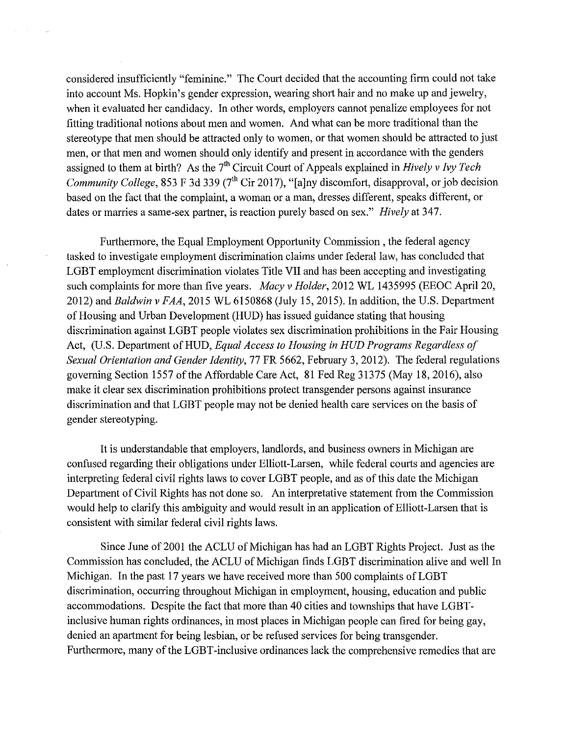considered insufficiently "feminine." The Court decided that the accounting firm could not take into account Ms. Hopkin's gender expression, wearing short hair and no make up and jewelry, when it evaluated her candidacy. In other words, employers cannot penalize employees for not fitting traditional notions about men and women. And what can be more traditional than the stereotype that men should be attracted only to women, or that women should be attracted to just men, or that men and women should only identify and present in accordance with the genders assigned to them at birth? As the 7th Circuit Court of Appeals explained in *Hively v Ivy Tech Community College*, 853 F 3d 339 (7th Cir 2017), "[a]ny discomfort, disapproval, or job decision based on the fact that the complaint, a woman or a man, dresses different, speaks different, or dates or marries a same-sex partner, is reaction purely based on sex." *Hively* at 347.

Furthermore, the Equal Employment Opportunity Commission , the federal agency tasked to investigate employment discrimination claims under federal law, has concluded that LGBT employment discrimination violates Title VII and has been accepting and investigating such complaints for more than five years. *Macy v Holder*, 2012 WL 1435995 (EEOC April 20, 2012) and *Baldwin v FAA*, 2015 WL 6150868 (July 15, 2015). In addition, the U.S. Department of Housing and Urban Development (HUD) has issued guidance stating that housing discrimination against LGBT people violates sex discrimination prohibitions in the Fair Housing Act, (U.S. Department of HUD, *Equal Access to Housing in HUD Programs Regardless of Sexual Orientation and Gender Identity*, 77 FR 5662, February 3, 2012). The federal regulations governing Section 1557 of the Affordable Care Act, 81 Fed Reg 31375 (May 18, 2016), also make it clear sex discrimination prohibitions protect transgender persons against insurance discrimination and that LGBT people may not be denied health care services on the basis of gender stereotyping.

It is understandable that employers, landlords, and business owners in Michigan are confused regarding their obligations under Elliott-Larsen, while federal courts and agencies are interpreting federal civil rights laws to cover LGBT people, and as of this date the Michigan Department of Civil Rights has not done so. An interpretative statement from the Commission would help to clarify this ambiguity and would result in an application of Elliott-Larsen that is consistent with similar federal civil rights laws.

Since June of 2001 the ACLU of Michigan has had an LGBT Rights Project. Just as the Commission has concluded, the ACLU of Michigan finds LGBT discrimination alive and well In Michigan. In the past 17 years we have received more than 500 complaints of LGBT discrimination, occurring throughout Michigan in employment, housing, education and public accommodations. Despite the fact that more than 40 cities and townships that have LGBT-inclusive human rights ordinances, in most places in Michigan people can fired for being gay, denied an apartment for being lesbian, or be refused services for being transgender. Furthermore, many of the LGBT-inclusive ordinances lack the comprehensive remedies that are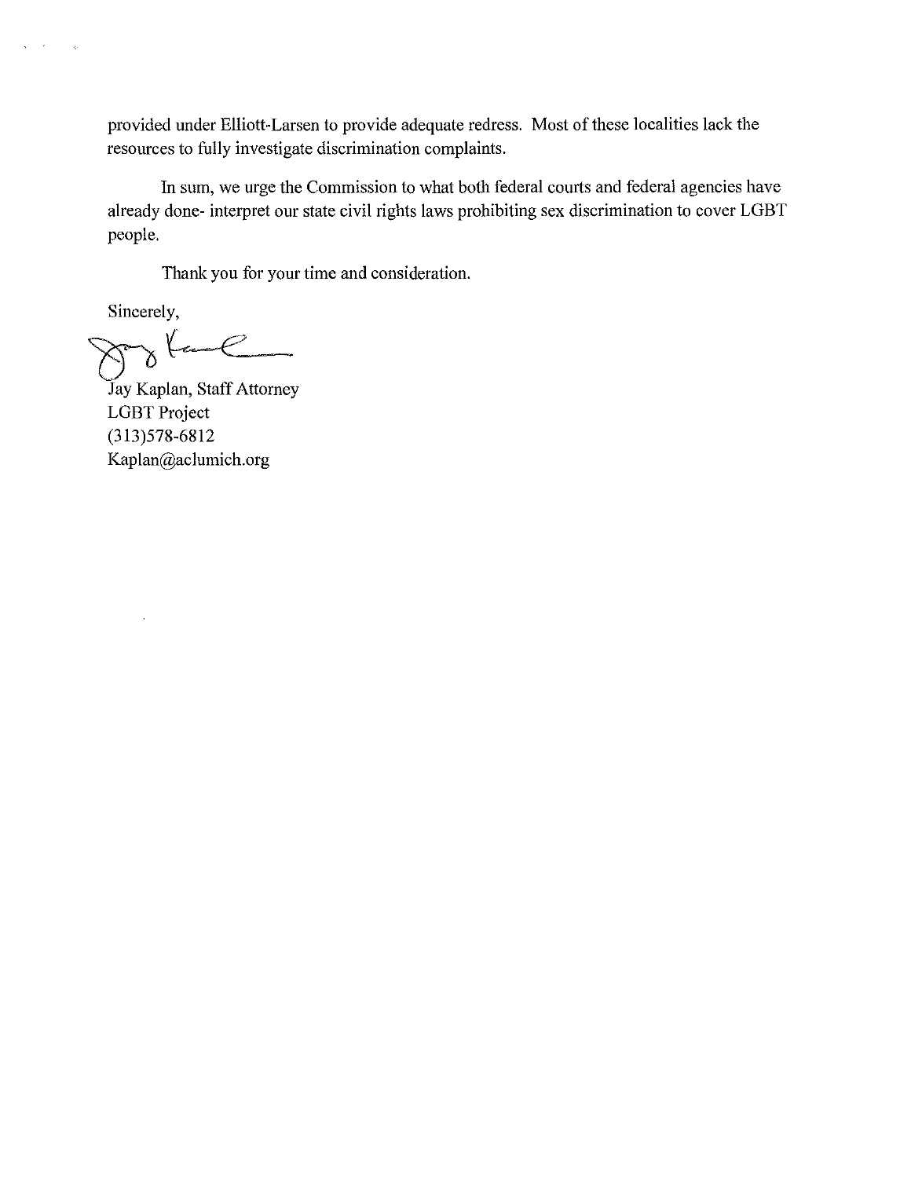provided under Elliott-Larsen to provide adequate redress. Most of these localities lack the resources to fully investigate discrimination complaints.

In sum, we urge the Commission to what both federal courts and federal agencies have already done- interpret our state civil rights laws prohibiting sex discrimination to cover LGBT people.

Thank you for your time and consideration.

Sincerely,

Jay Kaplan, Staff Attorney
LGBT Project
(313)578-6812
Kaplan@aclumich.org